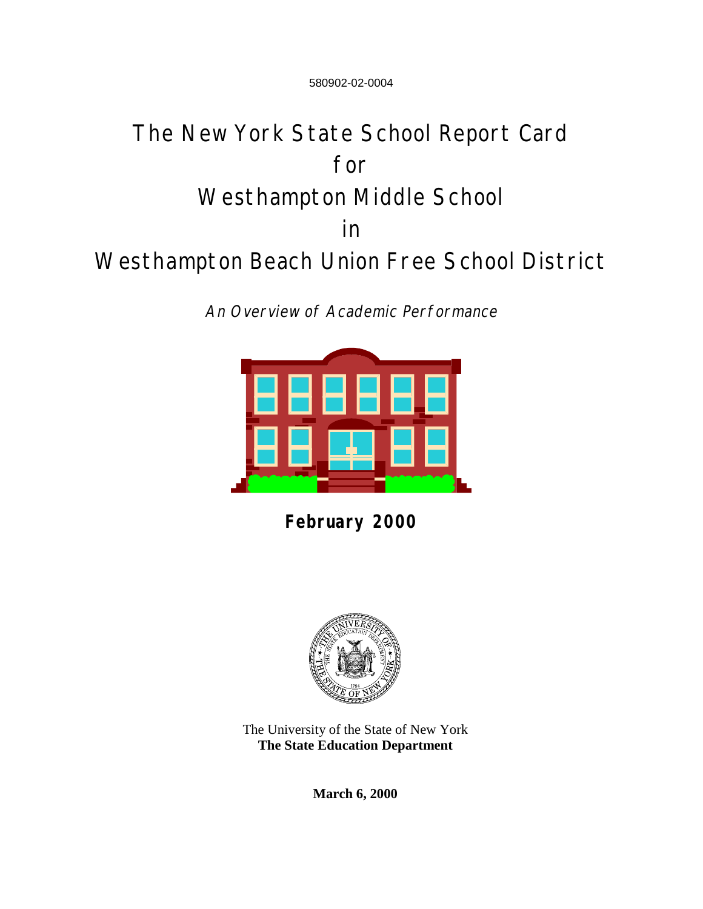580902-02-0004

# The New York State School Report Card for Westhampton Middle School in Westhampton Beach Union Free School District

*An Overview of Academic Performance*

**February 2000**

The University of the State of New York
**The State Education Department**

**March 6, 2000**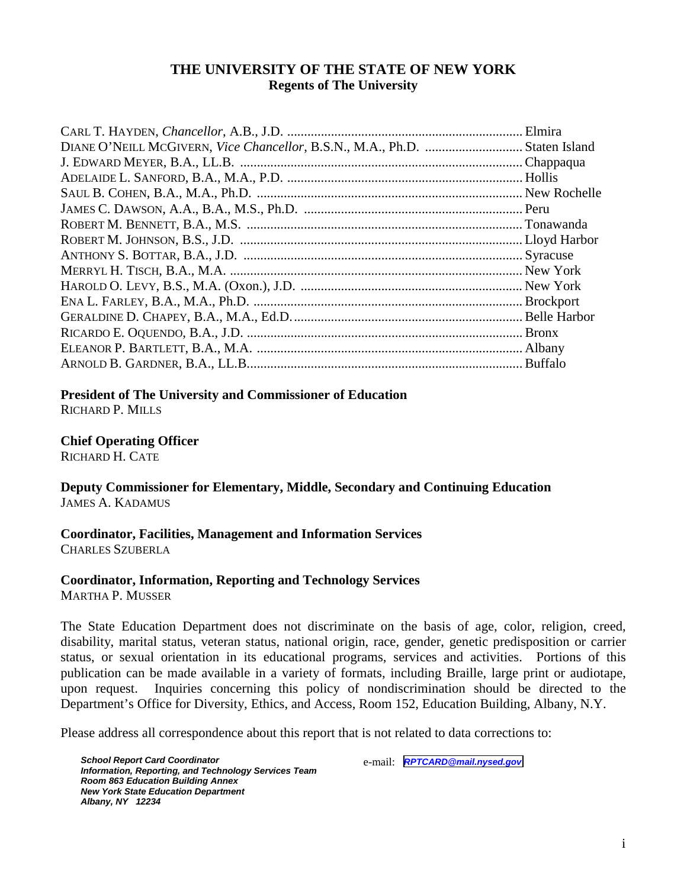# THE UNIVERSITY OF THE STATE OF NEW YORK

## Regents of The University

CARL T. HAYDEN, *Chancellor*, A.B., J.D. ...................................................................... Elmira
DIANE O'NEILL MCGIVERN, *Vice Chancellor*, B.S.N., M.A., Ph.D. ............................ Staten Island
J. EDWARD MEYER, B.A., LL.B. ..................................................................................... Chappaqua
ADELAIDE L. SANFORD, B.A., M.A., P.D. ...................................................................... Hollis
SAUL B. COHEN, B.A., M.A., Ph.D. ............................................................................... New Rochelle
JAMES C. DAWSON, A.A., B.A., M.S., Ph.D. ................................................................. Peru
ROBERT M. BENNETT, B.A., M.S. ................................................................................. Tonawanda
ROBERT M. JOHNSON, B.S., J.D. ................................................................................... Lloyd Harbor
ANTHONY S. BOTTAR, B.A., J.D. .................................................................................. Syracuse
MERRYL H. TISCH, B.A., M.A. ....................................................................................... New York
HAROLD O. LEVY, B.S., M.A. (Oxon.), J.D. .................................................................. New York
ENA L. FARLEY, B.A., M.A., Ph.D. ................................................................................ Brockport
GERALDINE D. CHAPEY, B.A., M.A., Ed.D. .................................................................... Belle Harbor
RICARDO E. OQUENDO, B.A., J.D. ................................................................................. Bronx
ELEANOR P. BARTLETT, B.A., M.A. .............................................................................. Albany
ARNOLD B. GARDNER, B.A., LL.B. ................................................................................. Buffalo

**President of The University and Commissioner of Education**
RICHARD P. MILLS

**Chief Operating Officer**
RICHARD H. CATE

**Deputy Commissioner for Elementary, Middle, Secondary and Continuing Education**
JAMES A. KADAMUS

**Coordinator, Facilities, Management and Information Services**
CHARLES SZUBERLA

**Coordinator, Information, Reporting and Technology Services**
MARTHA P. MUSSER

The State Education Department does not discriminate on the basis of age, color, religion, creed, disability, marital status, veteran status, national origin, race, gender, genetic predisposition or carrier status, or sexual orientation in its educational programs, services and activities. Portions of this publication can be made available in a variety of formats, including Braille, large print or audiotape, upon request. Inquiries concerning this policy of nondiscrimination should be directed to the Department's Office for Diversity, Ethics, and Access, Room 152, Education Building, Albany, N.Y.

Please address all correspondence about this report that is not related to data corrections to:

***School Report Card Coordinator***
***Information, Reporting, and Technology Services Team***
***Room 863 Education Building Annex***
***New York State Education Department***
***Albany, NY 12234***

e-mail: ***RPTCARD@mail.nysed.gov***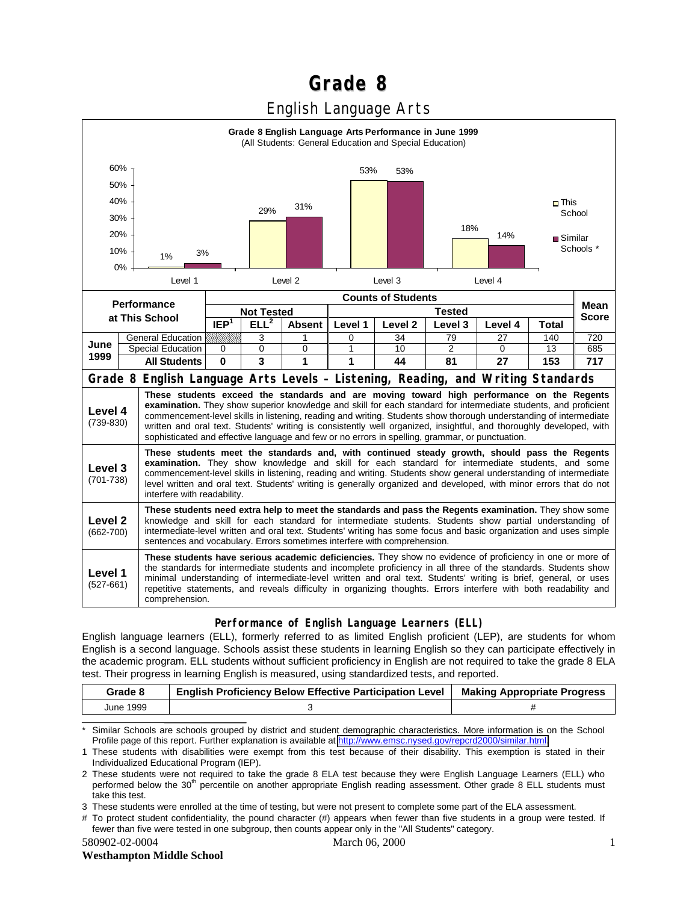# Grade 8

## English Language Arts

**Grade 8 English Language Arts Performance in June 1999**
(All Students: General Education and Special Education)

| | Level 1 | Level 2 | Level 3 | Level 4 |
|---|---|---|---|---|
| This School | 1% | 29% | 53% | 18% |
| Similar Schools * | 3% | 31% | 53% | 14% |

| Performance at This School | | Counts of Students | | | | | | | | Mean Score |
|---|---|---|---|---|---|---|---|---|---|---|
| | | Not Tested | | | Tested | | | | | |
| | | IEP[1] | ELL[2] | Absent | Level 1 | Level 2 | Level 3 | Level 4 | Total | |
| June 1999 | General Education | | 3 | 1 | 0 | 34 | 79 | 27 | 140 | 720 |
| | Special Education | 0 | 0 | 0 | 1 | 10 | 2 | 0 | 13 | 685 |
| | **All Students** | **0** | **3** | **1** | **1** | **44** | **81** | **27** | **153** | **717** |

### Grade 8 English Language Arts Levels – Listening, Reading, and Writing Standards

| Level | Description |
|---|---|
| **Level 4** (739-830) | **These students exceed the standards and are moving toward high performance on the Regents examination.** They show superior knowledge and skill for each standard for intermediate students, and proficient commencement-level skills in listening, reading and writing. Students show thorough understanding of intermediate written and oral text. Students' writing is consistently well organized, insightful, and thoroughly developed, with sophisticated and effective language and few or no errors in spelling, grammar, or punctuation. |
| **Level 3** (701-738) | **These students meet the standards and, with continued steady growth, should pass the Regents examination.** They show knowledge and skill for each standard for intermediate students, and some commencement-level skills in listening, reading and writing. Students show general understanding of intermediate level written and oral text. Students' writing is generally organized and developed, with minor errors that do not interfere with readability. |
| **Level 2** (662-700) | **These students need extra help to meet the standards and pass the Regents examination.** They show some knowledge and skill for each standard for intermediate students. Students show partial understanding of intermediate-level written and oral text. Students' writing has some focus and basic organization and uses simple sentences and vocabulary. Errors sometimes interfere with comprehension. |
| **Level 1** (527-661) | **These students have serious academic deficiencies.** They show no evidence of proficiency in one or more of the standards for intermediate students and incomplete proficiency in all three of the standards. Students show minimal understanding of intermediate-level written and oral text. Students' writing is brief, general, or uses repetitive statements, and reveals difficulty in organizing thoughts. Errors interfere with both readability and comprehension. |

### Performance of English Language Learners (ELL)

English language learners (ELL), formerly referred to as limited English proficient (LEP), are students for whom English is a second language. Schools assist these students in learning English so they can participate effectively in the academic program. ELL students without sufficient proficiency in English are not required to take the grade 8 ELA test. Their progress in learning English is measured, using standardized tests, and reported.

| Grade 8 | English Proficiency Below Effective Participation Level | Making Appropriate Progress |
|---|---|---|
| June 1999 | 3 | # |

\* Similar Schools are schools grouped by district and student demographic characteristics. More information is on the School Profile page of this report. Further explanation is available at http://www.emsc.nysed.gov/repcrd2000/similar.html

1 These students with disabilities were exempt from this test because of their disability. This exemption is stated in their Individualized Educational Program (IEP).

2 These students were not required to take the grade 8 ELA test because they were English Language Learners (ELL) who performed below the 30th percentile on another appropriate English reading assessment. Other grade 8 ELL students must take this test.

3 These students were enrolled at the time of testing, but were not present to complete some part of the ELA assessment.

# To protect student confidentiality, the pound character (#) appears when fewer than five students in a group were tested. If fewer than five were tested in one subgroup, then counts appear only in the "All Students" category.

580902-02-0004 March 06, 2000

**Westhampton Middle School**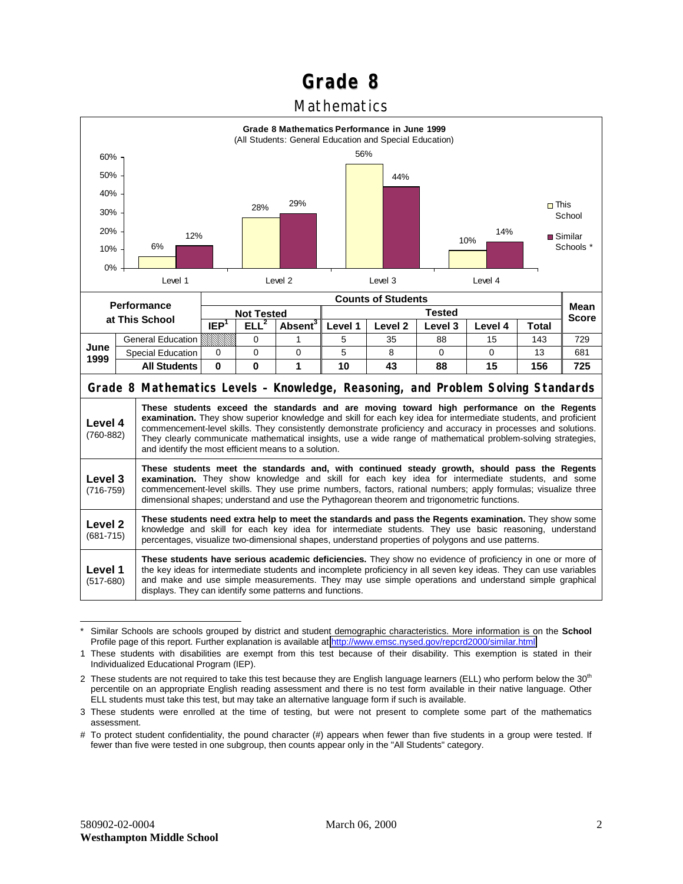# Grade 8

## Mathematics

**Grade 8 Mathematics Performance in June 1999**
(All Students: General Education and Special Education)

| | Level 1 | Level 2 | Level 3 | Level 4 |
|---|---|---|---|---|
| This School | 6% | 28% | 56% | 10% |
| Similar Schools * | 12% | 29% | 44% | 14% |

| Performance at This School | | Not Tested | | | Tested | | | | | Mean Score |
|---|---|---|---|---|---|---|---|---|---|---|
| | | IEP[1] | ELL[2] | Absent[3] | Level 1 | Level 2 | Level 3 | Level 4 | Total | |
| June 1999 | General Education | | 0 | 1 | 5 | 35 | 88 | 15 | 143 | 729 |
| | Special Education | 0 | 0 | 0 | 5 | 8 | 0 | 0 | 13 | 681 |
| | **All Students** | **0** | **0** | **1** | **10** | **43** | **88** | **15** | **156** | **725** |

### Grade 8 Mathematics Levels – Knowledge, Reasoning, and Problem Solving Standards

| Level | Description |
|---|---|
| **Level 4** (760-882) | **These students exceed the standards and are moving toward high performance on the Regents examination.** They show superior knowledge and skill for each key idea for intermediate students, and proficient commencement-level skills. They consistently demonstrate proficiency and accuracy in processes and solutions. They clearly communicate mathematical insights, use a wide range of mathematical problem-solving strategies, and identify the most efficient means to a solution. |
| **Level 3** (716-759) | **These students meet the standards and, with continued steady growth, should pass the Regents examination.** They show knowledge and skill for each key idea for intermediate students, and some commencement-level skills. They use prime numbers, factors, rational numbers; apply formulas; visualize three dimensional shapes; understand and use the Pythagorean theorem and trigonometric functions. |
| **Level 2** (681-715) | **These students need extra help to meet the standards and pass the Regents examination.** They show some knowledge and skill for each key idea for intermediate students. They use basic reasoning, understand percentages, visualize two-dimensional shapes, understand properties of polygons and use patterns. |
| **Level 1** (517-680) | **These students have serious academic deficiencies.** They show no evidence of proficiency in one or more of the key ideas for intermediate students and incomplete proficiency in all seven key ideas. They can use variables and make and use simple measurements. They may use simple operations and understand simple graphical displays. They can identify some patterns and functions. |

\* Similar Schools are schools grouped by district and student demographic characteristics. More information is on the **School** Profile page of this report. Further explanation is available at http://www.emsc.nysed.gov/repcrd2000/similar.html

1 These students with disabilities are exempt from this test because of their disability. This exemption is stated in their Individualized Educational Program (IEP).

2 These students are not required to take this test because they are English language learners (ELL) who perform below the 30th percentile on an appropriate English reading assessment and there is no test form available in their native language. Other ELL students must take this test, but may take an alternative language form if such is available.

3 These students were enrolled at the time of testing, but were not present to complete some part of the mathematics assessment.

\# To protect student confidentiality, the pound character (#) appears when fewer than five students in a group were tested. If fewer than five were tested in one subgroup, then counts appear only in the "All Students" category.

580902-02-0004
**Westhampton Middle School**

March 06, 2000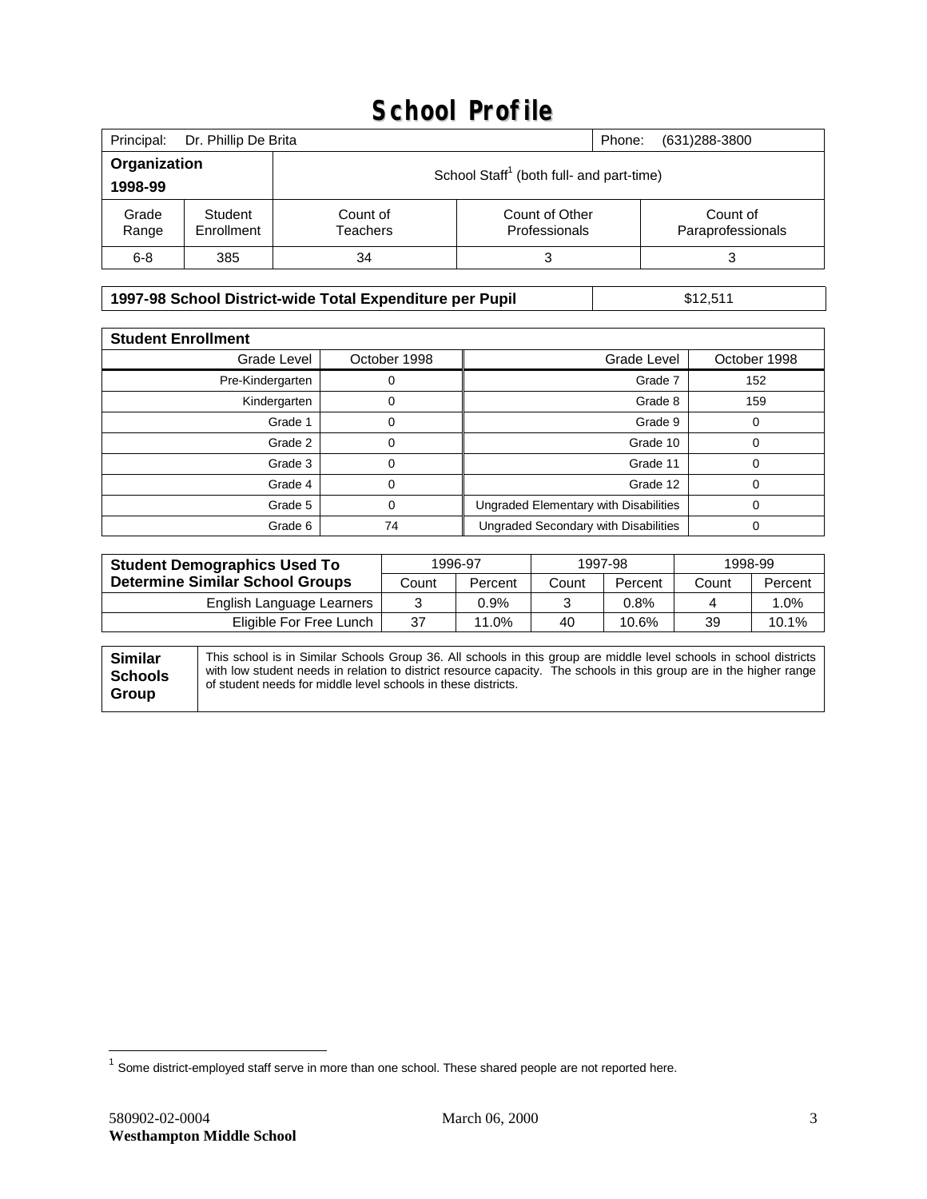# School Profile

| Principal: Dr. Phillip De Brita | | | Phone: (631)288-3800 | |
|---|---|---|---|---|
| **Organization 1998-99** | | School Staff[1] (both full- and part-time) | | |
| Grade Range | Student Enrollment | Count of Teachers | Count of Other Professionals | Count of Paraprofessionals |
| 6-8 | 385 | 34 | 3 | 3 |

| **1997-98 School District-wide Total Expenditure per Pupil** | $12,511 |
|---|---|

| **Student Enrollment** | | | |
|---|---|---|---|
| Grade Level | October 1998 | Grade Level | October 1998 |
| Pre-Kindergarten | 0 | Grade 7 | 152 |
| Kindergarten | 0 | Grade 8 | 159 |
| Grade 1 | 0 | Grade 9 | 0 |
| Grade 2 | 0 | Grade 10 | 0 |
| Grade 3 | 0 | Grade 11 | 0 |
| Grade 4 | 0 | Grade 12 | 0 |
| Grade 5 | 0 | Ungraded Elementary with Disabilities | 0 |
| Grade 6 | 74 | Ungraded Secondary with Disabilities | 0 |

| **Student Demographics Used To Determine Similar School Groups** | 1996-97 | | 1997-98 | | 1998-99 | |
|---|---|---|---|---|---|---|
| | Count | Percent | Count | Percent | Count | Percent |
| English Language Learners | 3 | 0.9% | 3 | 0.8% | 4 | 1.0% |
| Eligible For Free Lunch | 37 | 11.0% | 40 | 10.6% | 39 | 10.1% |

| **Similar Schools Group** | This school is in Similar Schools Group 36. All schools in this group are middle level schools in school districts with low student needs in relation to district resource capacity. The schools in this group are in the higher range of student needs for middle level schools in these districts. |
|---|---|

[1] Some district-employed staff serve in more than one school. These shared people are not reported here.

580902-02-0004
**Westhampton Middle School**

March 06, 2000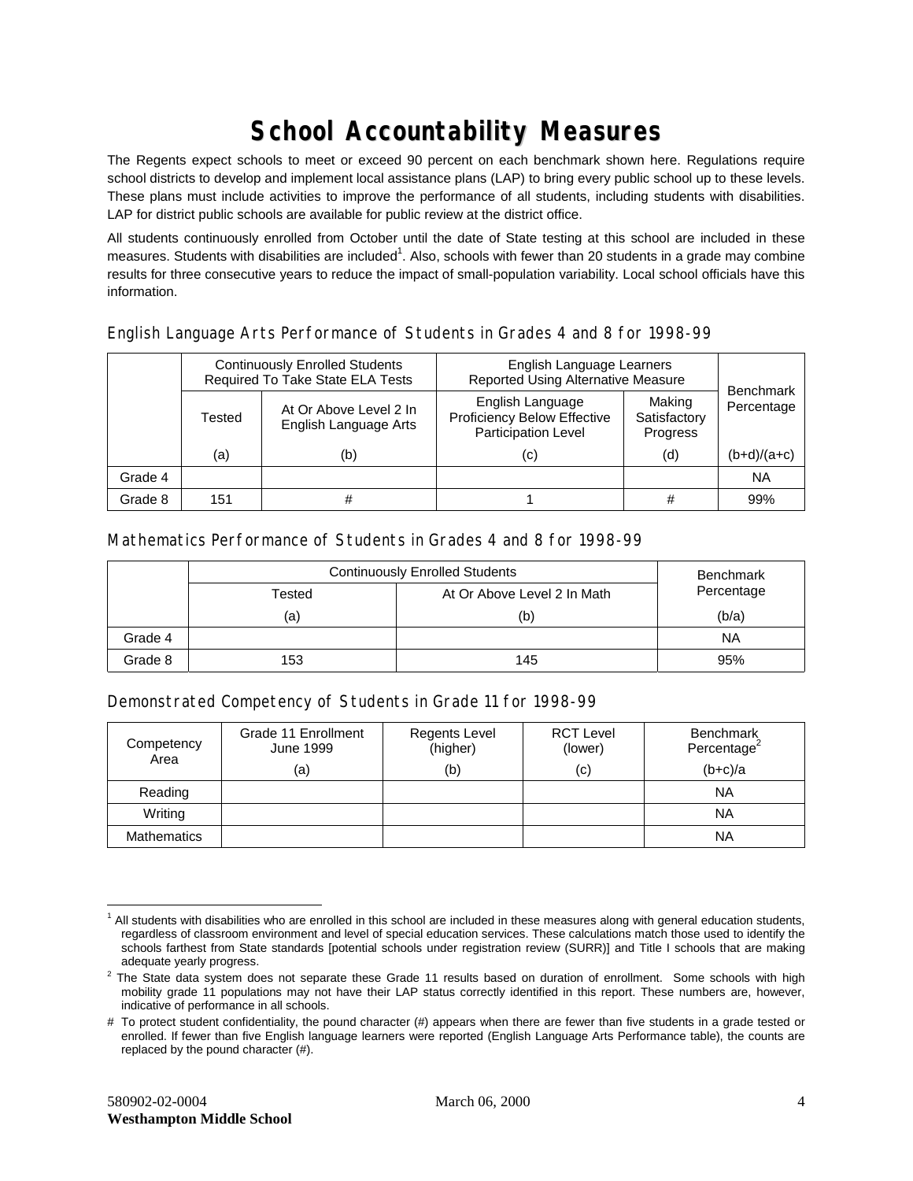# School Accountability Measures

The Regents expect schools to meet or exceed 90 percent on each benchmark shown here. Regulations require school districts to develop and implement local assistance plans (LAP) to bring every public school up to these levels. These plans must include activities to improve the performance of all students, including students with disabilities. LAP for district public schools are available for public review at the district office.

All students continuously enrolled from October until the date of State testing at this school are included in these measures. Students with disabilities are included[1]. Also, schools with fewer than 20 students in a grade may combine results for three consecutive years to reduce the impact of small-population variability. Local school officials have this information.

## English Language Arts Performance of Students in Grades 4 and 8 for 1998-99

| | Continuously Enrolled Students Required To Take State ELA Tests | | English Language Learners Reported Using Alternative Measure | | Benchmark Percentage |
|---|---|---|---|---|---|
| | Tested | At Or Above Level 2 In English Language Arts | English Language Proficiency Below Effective Participation Level | Making Satisfactory Progress | |
| | (a) | (b) | (c) | (d) | (b+d)/(a+c) |
| Grade 4 | | | | | NA |
| Grade 8 | 151 | # | 1 | # | 99% |

## Mathematics Performance of Students in Grades 4 and 8 for 1998-99

| | Continuously Enrolled Students | | Benchmark Percentage |
|---|---|---|---|
| | Tested | At Or Above Level 2 In Math | |
| | (a) | (b) | (b/a) |
| Grade 4 | | | NA |
| Grade 8 | 153 | 145 | 95% |

## Demonstrated Competency of Students in Grade 11 for 1998-99

| Competency Area | Grade 11 Enrollment June 1999 | Regents Level (higher) | RCT Level (lower) | Benchmark Percentage[2] |
|---|---|---|---|---|
| | (a) | (b) | (c) | (b+c)/a |
| Reading | | | | NA |
| Writing | | | | NA |
| Mathematics | | | | NA |

[1] All students with disabilities who are enrolled in this school are included in these measures along with general education students, regardless of classroom environment and level of special education services. These calculations match those used to identify the schools farthest from State standards [potential schools under registration review (SURR)] and Title I schools that are making adequate yearly progress.

[2] The State data system does not separate these Grade 11 results based on duration of enrollment. Some schools with high mobility grade 11 populations may not have their LAP status correctly identified in this report. These numbers are, however, indicative of performance in all schools.

# To protect student confidentiality, the pound character (#) appears when there are fewer than five students in a grade tested or enrolled. If fewer than five English language learners were reported (English Language Arts Performance table), the counts are replaced by the pound character (#).

580902-02-0004 March 06, 2000

**Westhampton Middle School**